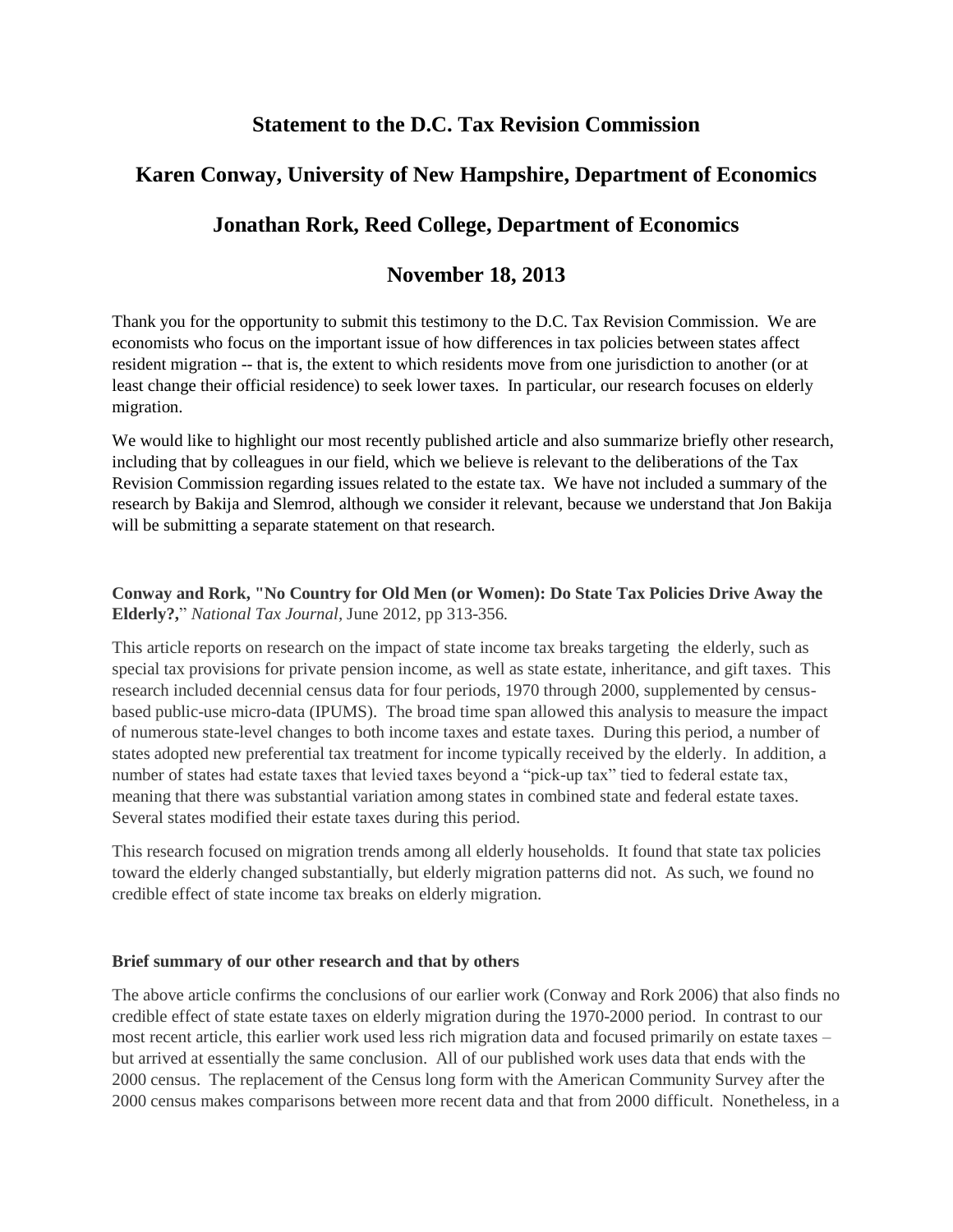# Statement to the D.C. Tax Revision Commission

## Karen Conway, University of New Hampshire, Department of Economics

## Jonathan Rork, Reed College, Department of Economics

## November 18, 2013

Thank you for the opportunity to submit this testimony to the D.C. Tax Revision Commission. We are economists who focus on the important issue of how differences in tax policies between states affect resident migration -- that is, the extent to which residents move from one jurisdiction to another (or at least change their official residence) to seek lower taxes. In particular, our research focuses on elderly migration.

We would like to highlight our most recently published article and also summarize briefly other research, including that by colleagues in our field, which we believe is relevant to the deliberations of the Tax Revision Commission regarding issues related to the estate tax. We have not included a summary of the research by Bakija and Slemrod, although we consider it relevant, because we understand that Jon Bakija will be submitting a separate statement on that research.

**Conway and Rork, "No Country for Old Men (or Women): Do State Tax Policies Drive Away the Elderly?,"** *National Tax Journal*, June 2012, pp 313-356.

This article reports on research on the impact of state income tax breaks targeting the elderly, such as special tax provisions for private pension income, as well as state estate, inheritance, and gift taxes. This research included decennial census data for four periods, 1970 through 2000, supplemented by census-based public-use micro-data (IPUMS). The broad time span allowed this analysis to measure the impact of numerous state-level changes to both income taxes and estate taxes. During this period, a number of states adopted new preferential tax treatment for income typically received by the elderly. In addition, a number of states had estate taxes that levied taxes beyond a "pick-up tax" tied to federal estate tax, meaning that there was substantial variation among states in combined state and federal estate taxes. Several states modified their estate taxes during this period.

This research focused on migration trends among all elderly households. It found that state tax policies toward the elderly changed substantially, but elderly migration patterns did not. As such, we found no credible effect of state income tax breaks on elderly migration.

**Brief summary of our other research and that by others**

The above article confirms the conclusions of our earlier work (Conway and Rork 2006) that also finds no credible effect of state estate taxes on elderly migration during the 1970-2000 period. In contrast to our most recent article, this earlier work used less rich migration data and focused primarily on estate taxes – but arrived at essentially the same conclusion. All of our published work uses data that ends with the 2000 census. The replacement of the Census long form with the American Community Survey after the 2000 census makes comparisons between more recent data and that from 2000 difficult. Nonetheless, in a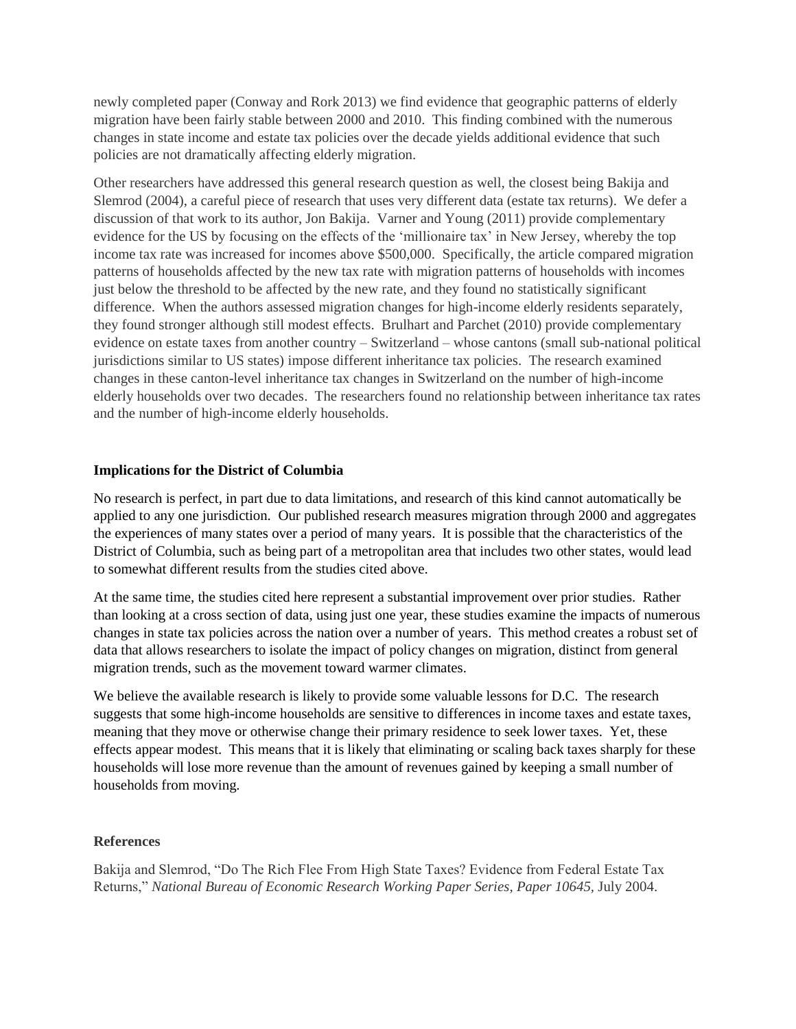newly completed paper (Conway and Rork 2013) we find evidence that geographic patterns of elderly migration have been fairly stable between 2000 and 2010. This finding combined with the numerous changes in state income and estate tax policies over the decade yields additional evidence that such policies are not dramatically affecting elderly migration.

Other researchers have addressed this general research question as well, the closest being Bakija and Slemrod (2004), a careful piece of research that uses very different data (estate tax returns). We defer a discussion of that work to its author, Jon Bakija. Varner and Young (2011) provide complementary evidence for the US by focusing on the effects of the 'millionaire tax' in New Jersey, whereby the top income tax rate was increased for incomes above $500,000. Specifically, the article compared migration patterns of households affected by the new tax rate with migration patterns of households with incomes just below the threshold to be affected by the new rate, and they found no statistically significant difference. When the authors assessed migration changes for high-income elderly residents separately, they found stronger although still modest effects. Brulhart and Parchet (2010) provide complementary evidence on estate taxes from another country – Switzerland – whose cantons (small sub-national political jurisdictions similar to US states) impose different inheritance tax policies. The research examined changes in these canton-level inheritance tax changes in Switzerland on the number of high-income elderly households over two decades. The researchers found no relationship between inheritance tax rates and the number of high-income elderly households.

### Implications for the District of Columbia

No research is perfect, in part due to data limitations, and research of this kind cannot automatically be applied to any one jurisdiction. Our published research measures migration through 2000 and aggregates the experiences of many states over a period of many years. It is possible that the characteristics of the District of Columbia, such as being part of a metropolitan area that includes two other states, would lead to somewhat different results from the studies cited above.

At the same time, the studies cited here represent a substantial improvement over prior studies. Rather than looking at a cross section of data, using just one year, these studies examine the impacts of numerous changes in state tax policies across the nation over a number of years. This method creates a robust set of data that allows researchers to isolate the impact of policy changes on migration, distinct from general migration trends, such as the movement toward warmer climates.

We believe the available research is likely to provide some valuable lessons for D.C. The research suggests that some high-income households are sensitive to differences in income taxes and estate taxes, meaning that they move or otherwise change their primary residence to seek lower taxes. Yet, these effects appear modest. This means that it is likely that eliminating or scaling back taxes sharply for these households will lose more revenue than the amount of revenues gained by keeping a small number of households from moving.

### References

Bakija and Slemrod, "Do The Rich Flee From High State Taxes? Evidence from Federal Estate Tax Returns," *National Bureau of Economic Research Working Paper Series, Paper 10645,* July 2004.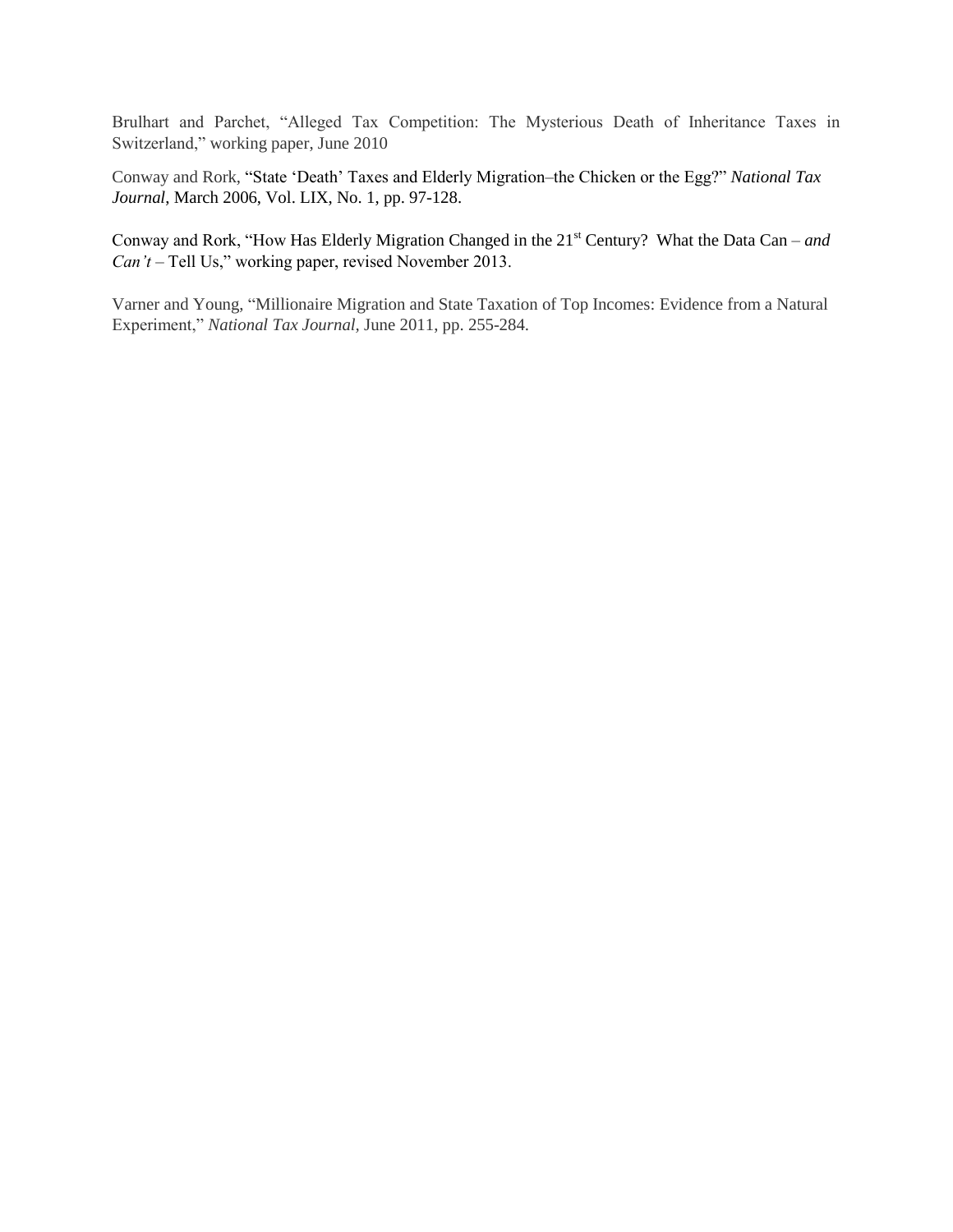Brulhart and Parchet, "Alleged Tax Competition: The Mysterious Death of Inheritance Taxes in Switzerland," working paper, June 2010

Conway and Rork, "State 'Death' Taxes and Elderly Migration–the Chicken or the Egg?" *National Tax Journal*, March 2006, Vol. LIX, No. 1, pp. 97-128.

Conway and Rork, "How Has Elderly Migration Changed in the 21st Century? What the Data Can – *and Can't* – Tell Us," working paper, revised November 2013.

Varner and Young, "Millionaire Migration and State Taxation of Top Incomes: Evidence from a Natural Experiment," *National Tax Journal*, June 2011, pp. 255-284.